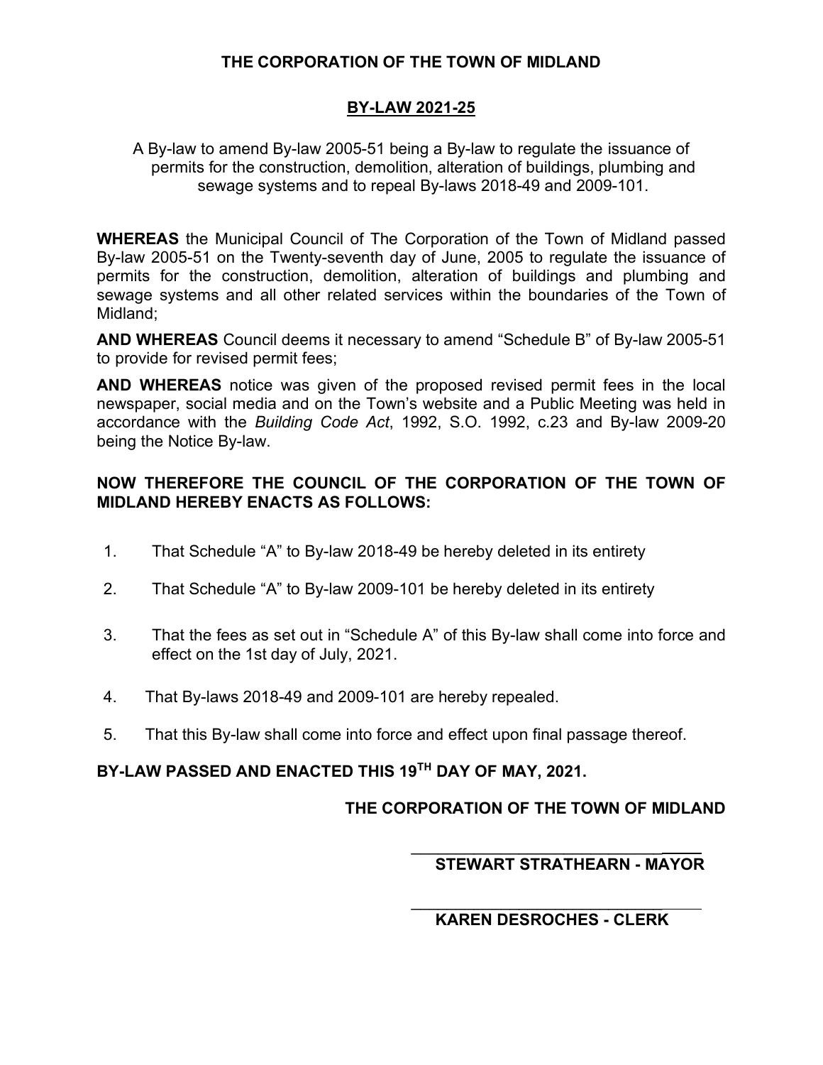**THE CORPORATION OF THE TOWN OF MIDLAND**

**BY-LAW 2021-25**

A By-law to amend By-law 2005-51 being a By-law to regulate the issuance of permits for the construction, demolition, alteration of buildings, plumbing and sewage systems and to repeal By-laws 2018-49 and 2009-101.

**WHEREAS** the Municipal Council of The Corporation of the Town of Midland passed By-law 2005-51 on the Twenty-seventh day of June, 2005 to regulate the issuance of permits for the construction, demolition, alteration of buildings and plumbing and sewage systems and all other related services within the boundaries of the Town of Midland;

**AND WHEREAS** Council deems it necessary to amend "Schedule B" of By-law 2005-51 to provide for revised permit fees;

**AND WHEREAS** notice was given of the proposed revised permit fees in the local newspaper, social media and on the Town's website and a Public Meeting was held in accordance with the *Building Code Act*, 1992, S.O. 1992, c.23 and By-law 2009-20 being the Notice By-law.

**NOW THEREFORE THE COUNCIL OF THE CORPORATION OF THE TOWN OF MIDLAND HEREBY ENACTS AS FOLLOWS:**

1. That Schedule "A" to By-law 2018-49 be hereby deleted in its entirety
2. That Schedule "A" to By-law 2009-101 be hereby deleted in its entirety
3. That the fees as set out in "Schedule A" of this By-law shall come into force and effect on the 1st day of July, 2021.
4. That By-laws 2018-49 and 2009-101 are hereby repealed.
5. That this By-law shall come into force and effect upon final passage thereof.

**BY-LAW PASSED AND ENACTED THIS 19TH DAY OF MAY, 2021.**

**THE CORPORATION OF THE TOWN OF MIDLAND**

______________________________
**STEWART STRATHEARN - MAYOR**

______________________________
**KAREN DESROCHES - CLERK**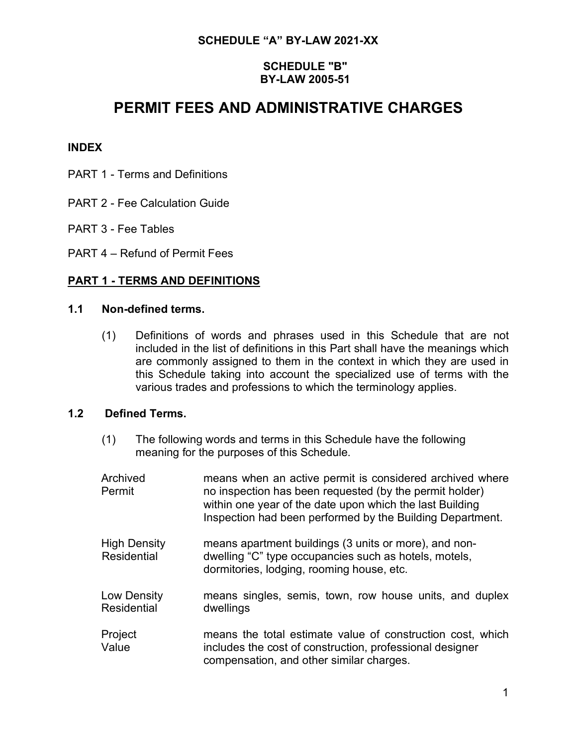**SCHEDULE "A" BY-LAW 2021-XX**

**SCHEDULE "B"**
**BY-LAW 2005-51**

# PERMIT FEES AND ADMINISTRATIVE CHARGES

**INDEX**

PART 1 - Terms and Definitions

PART 2 - Fee Calculation Guide

PART 3 - Fee Tables

PART 4 – Refund of Permit Fees

## PART 1 - TERMS AND DEFINITIONS

### 1.1 Non-defined terms.

(1) Definitions of words and phrases used in this Schedule that are not included in the list of definitions in this Part shall have the meanings which are commonly assigned to them in the context in which they are used in this Schedule taking into account the specialized use of terms with the various trades and professions to which the terminology applies.

### 1.2 Defined Terms.

(1) The following words and terms in this Schedule have the following meaning for the purposes of this Schedule.

| | |
|---|---|
| Archived Permit | means when an active permit is considered archived where no inspection has been requested (by the permit holder) within one year of the date upon which the last Building Inspection had been performed by the Building Department. |
| High Density Residential | means apartment buildings (3 units or more), and non-dwelling "C" type occupancies such as hotels, motels, dormitories, lodging, rooming house, etc. |
| Low Density Residential | means singles, semis, town, row house units, and duplex dwellings |
| Project Value | means the total estimate value of construction cost, which includes the cost of construction, professional designer compensation, and other similar charges. |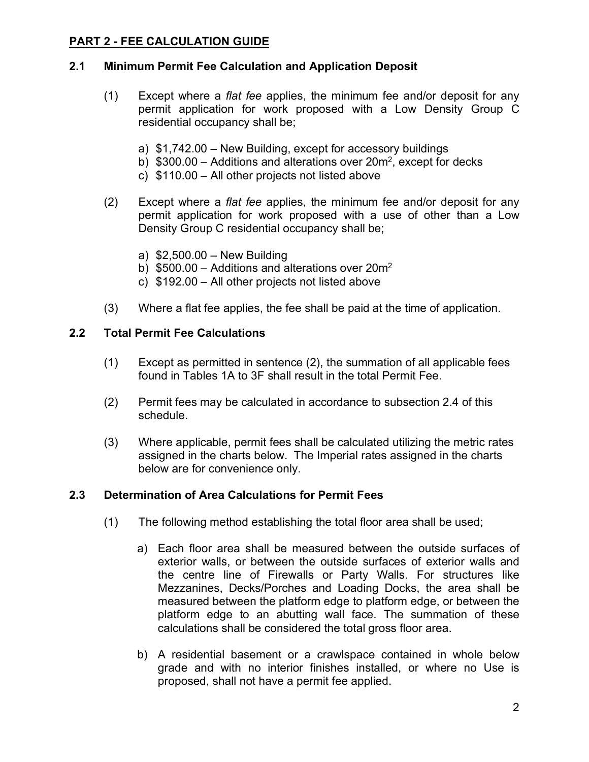## PART 2 - FEE CALCULATION GUIDE

### 2.1 Minimum Permit Fee Calculation and Application Deposit

(1) Except where a *flat fee* applies, the minimum fee and/or deposit for any permit application for work proposed with a Low Density Group C residential occupancy shall be;

a) \$1,742.00 – New Building, except for accessory buildings
b) \$300.00 – Additions and alterations over $20m^2$, except for decks
c) \$110.00 – All other projects not listed above

(2) Except where a *flat fee* applies, the minimum fee and/or deposit for any permit application for work proposed with a use of other than a Low Density Group C residential occupancy shall be;

a) \$2,500.00 – New Building
b) \$500.00 – Additions and alterations over $20m^2$
c) \$192.00 – All other projects not listed above

(3) Where a flat fee applies, the fee shall be paid at the time of application.

### 2.2 Total Permit Fee Calculations

(1) Except as permitted in sentence (2), the summation of all applicable fees found in Tables 1A to 3F shall result in the total Permit Fee.

(2) Permit fees may be calculated in accordance to subsection 2.4 of this schedule.

(3) Where applicable, permit fees shall be calculated utilizing the metric rates assigned in the charts below. The Imperial rates assigned in the charts below are for convenience only.

### 2.3 Determination of Area Calculations for Permit Fees

(1) The following method establishing the total floor area shall be used;

a) Each floor area shall be measured between the outside surfaces of exterior walls, or between the outside surfaces of exterior walls and the centre line of Firewalls or Party Walls. For structures like Mezzanines, Decks/Porches and Loading Docks, the area shall be measured between the platform edge to platform edge, or between the platform edge to an abutting wall face. The summation of these calculations shall be considered the total gross floor area.

b) A residential basement or a crawlspace contained in whole below grade and with no interior finishes installed, or where no Use is proposed, shall not have a permit fee applied.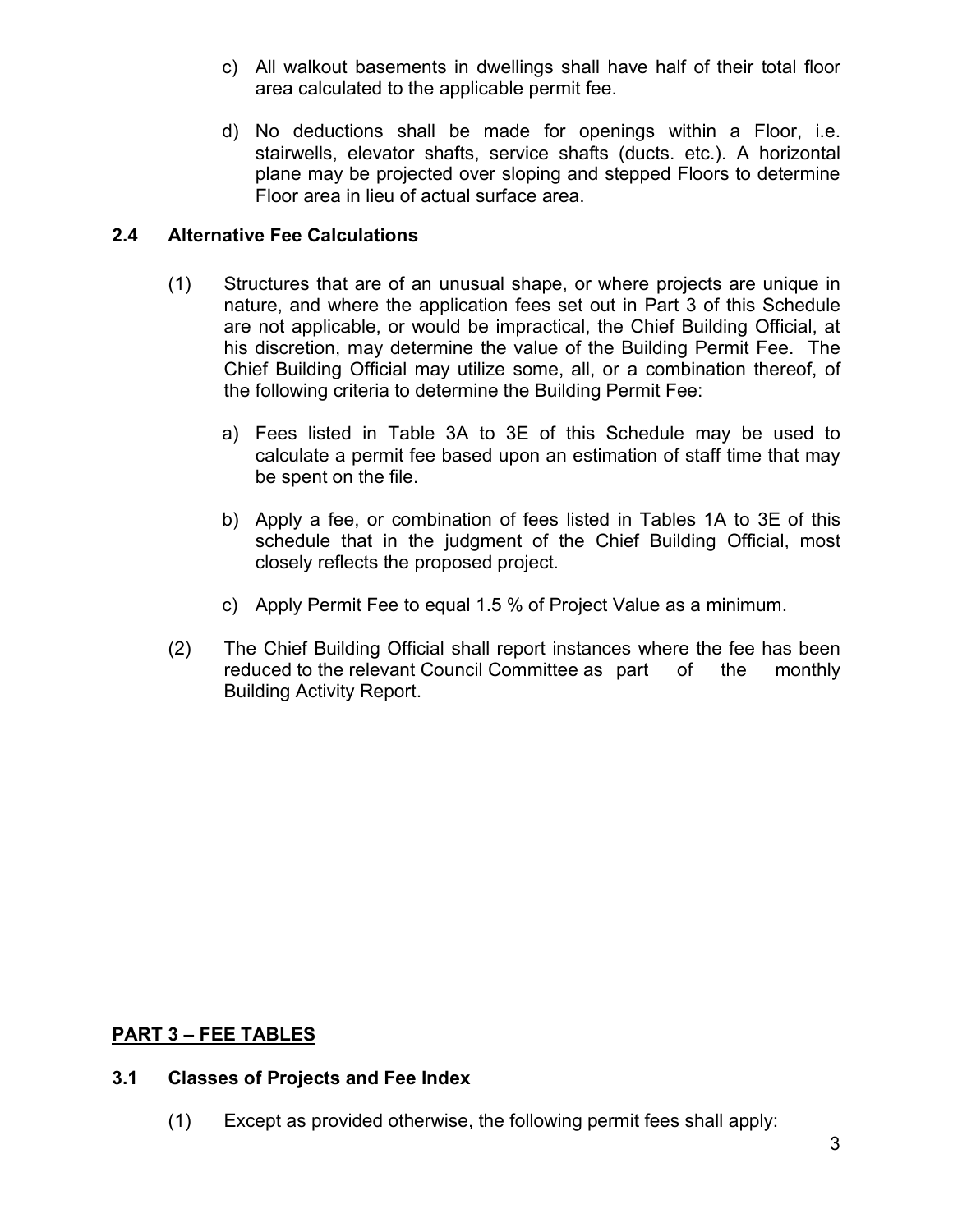c) All walkout basements in dwellings shall have half of their total floor area calculated to the applicable permit fee.

d) No deductions shall be made for openings within a Floor, i.e. stairwells, elevator shafts, service shafts (ducts. etc.). A horizontal plane may be projected over sloping and stepped Floors to determine Floor area in lieu of actual surface area.

### 2.4 Alternative Fee Calculations

(1) Structures that are of an unusual shape, or where projects are unique in nature, and where the application fees set out in Part 3 of this Schedule are not applicable, or would be impractical, the Chief Building Official, at his discretion, may determine the value of the Building Permit Fee. The Chief Building Official may utilize some, all, or a combination thereof, of the following criteria to determine the Building Permit Fee:

a) Fees listed in Table 3A to 3E of this Schedule may be used to calculate a permit fee based upon an estimation of staff time that may be spent on the file.

b) Apply a fee, or combination of fees listed in Tables 1A to 3E of this schedule that in the judgment of the Chief Building Official, most closely reflects the proposed project.

c) Apply Permit Fee to equal 1.5 % of Project Value as a minimum.

(2) The Chief Building Official shall report instances where the fee has been reduced to the relevant Council Committee as part of the monthly Building Activity Report.

## PART 3 – FEE TABLES

### 3.1 Classes of Projects and Fee Index

(1) Except as provided otherwise, the following permit fees shall apply: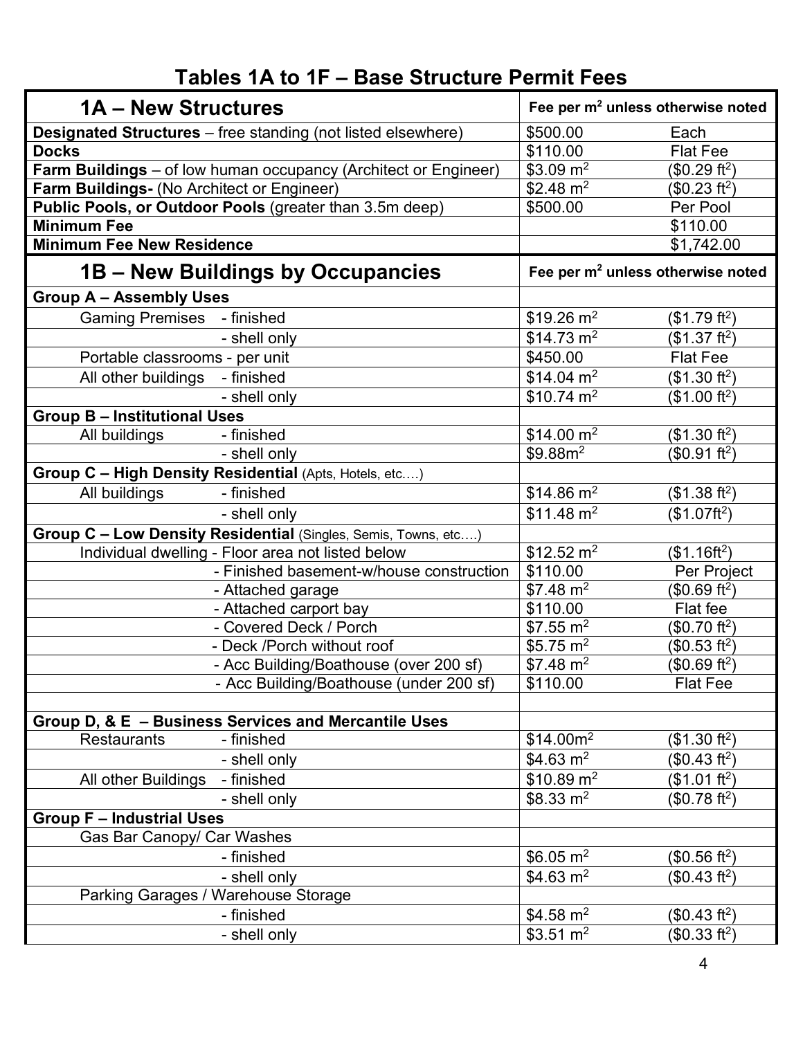## Tables 1A to 1F – Base Structure Permit Fees

| 1A – New Structures | Fee per $m^2$ unless otherwise noted | |
|---|---|---|
| **Designated Structures** – free standing (not listed elsewhere) | \$500.00 | Each |
| **Docks** | \$110.00 | Flat Fee |
| **Farm Buildings** – of low human occupancy (Architect or Engineer) | \$3.09 $m^2$ | (\$0.29 $ft^2$) |
| **Farm Buildings-** (No Architect or Engineer) | \$2.48 $m^2$ | (\$0.23 $ft^2$) |
| **Public Pools, or Outdoor Pools** (greater than 3.5m deep) | \$500.00 | Per Pool |
| **Minimum Fee** | | \$110.00 |
| **Minimum Fee New Residence** | | \$1,742.00 |
| **1B – New Buildings by Occupancies** | **Fee per $m^2$ unless otherwise noted** | |
| **Group A – Assembly Uses** | | |
| Gaming Premises - finished | \$19.26 $m^2$ | (\$1.79 $ft^2$) |
| - shell only | \$14.73 $m^2$ | (\$1.37 $ft^2$) |
| Portable classrooms - per unit | \$450.00 | Flat Fee |
| All other buildings - finished | \$14.04 $m^2$ | (\$1.30 $ft^2$) |
| - shell only | \$10.74 $m^2$ | (\$1.00 $ft^2$) |
| **Group B – Institutional Uses** | | |
| All buildings - finished | \$14.00 $m^2$ | (\$1.30 $ft^2$) |
| - shell only | \$9.88$m^2$ | (\$0.91 $ft^2$) |
| **Group C – High Density Residential** (Apts, Hotels, etc.…) | | |
| All buildings - finished | \$14.86 $m^2$ | (\$1.38 $ft^2$) |
| - shell only | \$11.48 $m^2$ | (\$1.07$ft^2$) |
| **Group C – Low Density Residential** (Singles, Semis, Towns, etc.…) | | |
| Individual dwelling - Floor area not listed below | \$12.52 $m^2$ | (\$1.16$ft^2$) |
| - Finished basement-w/house construction | \$110.00 | Per Project |
| - Attached garage | \$7.48 $m^2$ | (\$0.69 $ft^2$) |
| - Attached carport bay | \$110.00 | Flat fee |
| - Covered Deck / Porch | \$7.55 $m^2$ | (\$0.70 $ft^2$) |
| - Deck /Porch without roof | \$5.75 $m^2$ | (\$0.53 $ft^2$) |
| - Acc Building/Boathouse (over 200 sf) | \$7.48 $m^2$ | (\$0.69 $ft^2$) |
| - Acc Building/Boathouse (under 200 sf) | \$110.00 | Flat Fee |
| | | |
| **Group D, & E – Business Services and Mercantile Uses** | | |
| Restaurants - finished | \$14.00$m^2$ | (\$1.30 $ft^2$) |
| - shell only | \$4.63 $m^2$ | (\$0.43 $ft^2$) |
| All other Buildings - finished | \$10.89 $m^2$ | (\$1.01 $ft^2$) |
| - shell only | \$8.33 $m^2$ | (\$0.78 $ft^2$) |
| **Group F – Industrial Uses** | | |
| Gas Bar Canopy/ Car Washes | | |
| - finished | \$6.05 $m^2$ | (\$0.56 $ft^2$) |
| - shell only | \$4.63 $m^2$ | (\$0.43 $ft^2$) |
| Parking Garages / Warehouse Storage | | |
| - finished | \$4.58 $m^2$ | (\$0.43 $ft^2$) |
| - shell only | \$3.51 $m^2$ | (\$0.33 $ft^2$) |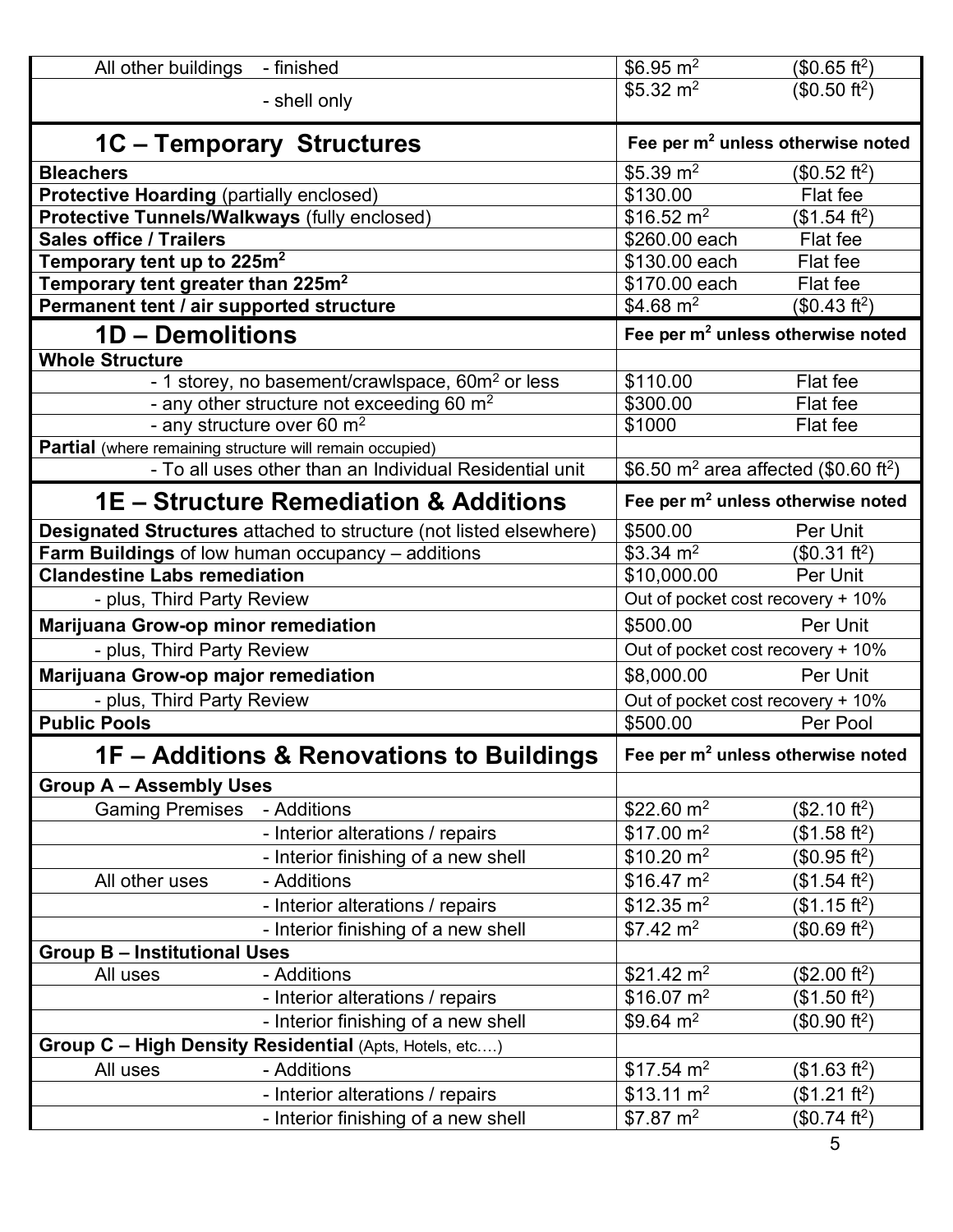| | | | |
|---|---|---|---|
| All other buildings | - finished | \$6.95 $m^2$ | (\$0.65 $ft^2$) |
| | - shell only | \$5.32 $m^2$ | (\$0.50 $ft^2$) |

| **1C – Temporary Structures** | **Fee per $m^2$ unless otherwise noted** | |
|---|---|---|
| **Bleachers** | \$5.39 $m^2$ | (\$0.52 $ft^2$) |
| **Protective Hoarding** (partially enclosed) | \$130.00 | Flat fee |
| **Protective Tunnels/Walkways** (fully enclosed) | \$16.52 $m^2$ | (\$1.54 $ft^2$) |
| **Sales office / Trailers** | \$260.00 each | Flat fee |
| **Temporary tent up to 225m²** | \$130.00 each | Flat fee |
| **Temporary tent greater than 225m²** | \$170.00 each | Flat fee |
| **Permanent tent / air supported structure** | \$4.68 $m^2$ | (\$0.43 $ft^2$) |

| **1D – Demolitions** | **Fee per $m^2$ unless otherwise noted** | |
|---|---|---|
| **Whole Structure** | | |
| - 1 storey, no basement/crawlspace, 60m² or less | \$110.00 | Flat fee |
| - any other structure not exceeding 60 m² | \$300.00 | Flat fee |
| - any structure over 60 m² | \$1000 | Flat fee |
| **Partial** (where remaining structure will remain occupied) | | |
| - To all uses other than an Individual Residential unit | \$6.50 $m^2$ area affected (\$0.60 $ft^2$) | |

| **1E – Structure Remediation & Additions** | **Fee per $m^2$ unless otherwise noted** | |
|---|---|---|
| **Designated Structures** attached to structure (not listed elsewhere) | \$500.00 | Per Unit |
| **Farm Buildings** of low human occupancy – additions | \$3.34 $m^2$ | (\$0.31 $ft^2$) |
| **Clandestine Labs remediation** | \$10,000.00 | Per Unit |
| - plus, Third Party Review | Out of pocket cost recovery + 10% | |
| **Marijuana Grow-op minor remediation** | \$500.00 | Per Unit |
| - plus, Third Party Review | Out of pocket cost recovery + 10% | |
| **Marijuana Grow-op major remediation** | \$8,000.00 | Per Unit |
| - plus, Third Party Review | Out of pocket cost recovery + 10% | |
| **Public Pools** | \$500.00 | Per Pool |

| **1F – Additions & Renovations to Buildings** | | **Fee per $m^2$ unless otherwise noted** | |
|---|---|---|---|
| **Group A – Assembly Uses** | | | |
| Gaming Premises | - Additions | \$22.60 $m^2$ | (\$2.10 $ft^2$) |
| | - Interior alterations / repairs | \$17.00 $m^2$ | (\$1.58 $ft^2$) |
| | - Interior finishing of a new shell | \$10.20 $m^2$ | (\$0.95 $ft^2$) |
| All other uses | - Additions | \$16.47 $m^2$ | (\$1.54 $ft^2$) |
| | - Interior alterations / repairs | \$12.35 $m^2$ | (\$1.15 $ft^2$) |
| | - Interior finishing of a new shell | \$7.42 $m^2$ | (\$0.69 $ft^2$) |
| **Group B – Institutional Uses** | | | |
| All uses | - Additions | \$21.42 $m^2$ | (\$2.00 $ft^2$) |
| | - Interior alterations / repairs | \$16.07 $m^2$ | (\$1.50 $ft^2$) |
| | - Interior finishing of a new shell | \$9.64 $m^2$ | (\$0.90 $ft^2$) |
| **Group C – High Density Residential** (Apts, Hotels, etc.…) | | | |
| All uses | - Additions | \$17.54 $m^2$ | (\$1.63 $ft^2$) |
| | - Interior alterations / repairs | \$13.11 $m^2$ | (\$1.21 $ft^2$) |
| | - Interior finishing of a new shell | \$7.87 $m^2$ | (\$0.74 $ft^2$) |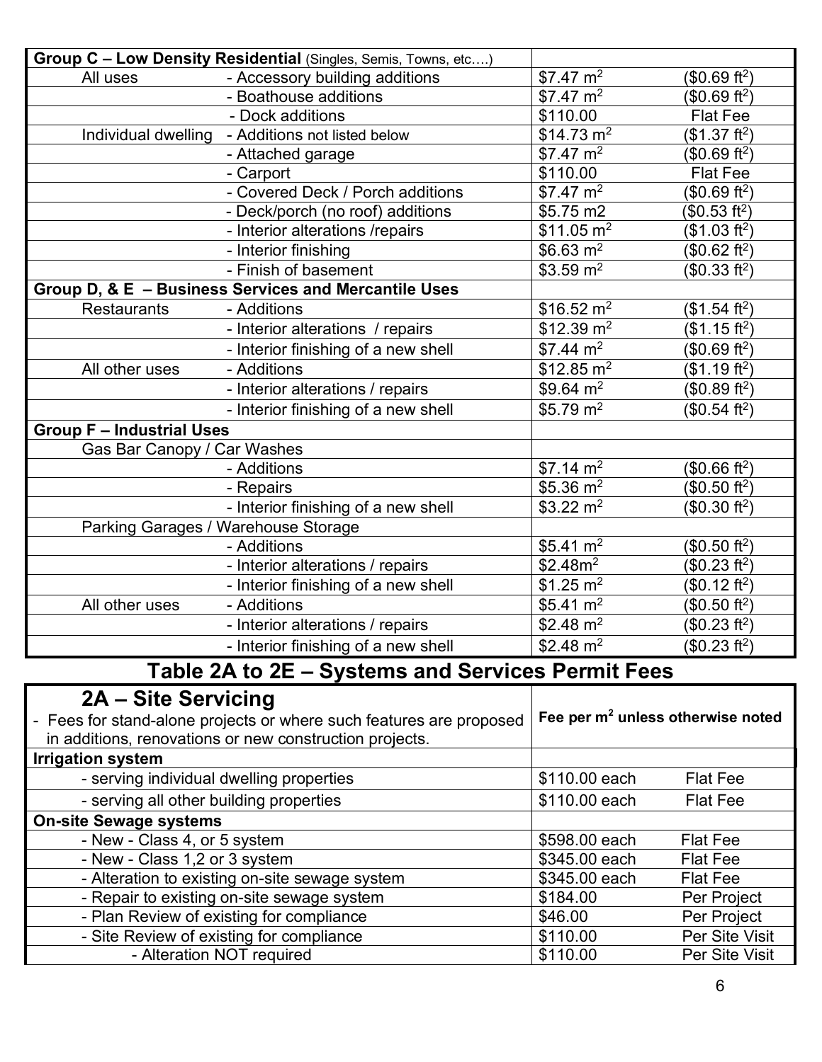| Group C – Low Density Residential (Singles, Semis, Towns, etc….) | | | |
|---|---|---|---|
| All uses | - Accessory building additions | $7.47 m$^2$ | ($0.69 ft$^2$) |
| | - Boathouse additions | $7.47 m$^2$ | ($0.69 ft$^2$) |
| | - Dock additions | $110.00 | Flat Fee |
| Individual dwelling | - Additions not listed below | $14.73 m$^2$ | ($1.37 ft$^2$) |
| | - Attached garage | $7.47 m$^2$ | ($0.69 ft$^2$) |
| | - Carport | $110.00 | Flat Fee |
| | - Covered Deck / Porch additions | $7.47 m$^2$ | ($0.69 ft$^2$) |
| | - Deck/porch (no roof) additions | $5.75 m2 | ($0.53 ft$^2$) |
| | - Interior alterations /repairs | $11.05 m$^2$ | ($1.03 ft$^2$) |
| | - Interior finishing | $6.63 m$^2$ | ($0.62 ft$^2$) |
| | - Finish of basement | $3.59 m$^2$ | ($0.33 ft$^2$) |
| **Group D, & E – Business Services and Mercantile Uses** | | | |
| Restaurants | - Additions | $16.52 m$^2$ | ($1.54 ft$^2$) |
| | - Interior alterations / repairs | $12.39 m$^2$ | ($1.15 ft$^2$) |
| | - Interior finishing of a new shell | $7.44 m$^2$ | ($0.69 ft$^2$) |
| All other uses | - Additions | $12.85 m$^2$ | ($1.19 ft$^2$) |
| | - Interior alterations / repairs | $9.64 m$^2$ | ($0.89 ft$^2$) |
| | - Interior finishing of a new shell | $5.79 m$^2$ | ($0.54 ft$^2$) |
| **Group F – Industrial Uses** | | | |
| Gas Bar Canopy / Car Washes | | | |
| | - Additions | $7.14 m$^2$ | ($0.66 ft$^2$) |
| | - Repairs | $5.36 m$^2$ | ($0.50 ft$^2$) |
| | - Interior finishing of a new shell | $3.22 m$^2$ | ($0.30 ft$^2$) |
| Parking Garages / Warehouse Storage | | | |
| | - Additions | $5.41 m$^2$ | ($0.50 ft$^2$) |
| | - Interior alterations / repairs | $2.48m$^2$ | ($0.23 ft$^2$) |
| | - Interior finishing of a new shell | $1.25 m$^2$ | ($0.12 ft$^2$) |
| All other uses | - Additions | $5.41 m$^2$ | ($0.50 ft$^2$) |
| | - Interior alterations / repairs | $2.48 m$^2$ | ($0.23 ft$^2$) |
| | - Interior finishing of a new shell | $2.48 m$^2$ | ($0.23 ft$^2$) |

# Table 2A to 2E – Systems and Services Permit Fees

| **2A – Site Servicing**<br>- Fees for stand-alone projects or where such features are proposed in additions, renovations or new construction projects. | **Fee per m$^2$ unless otherwise noted** | |
|---|---|---|
| **Irrigation system** | | |
| - serving individual dwelling properties | $110.00 each | Flat Fee |
| - serving all other building properties | $110.00 each | Flat Fee |
| **On-site Sewage systems** | | |
| - New - Class 4, or 5 system | $598.00 each | Flat Fee |
| - New - Class 1,2 or 3 system | $345.00 each | Flat Fee |
| - Alteration to existing on-site sewage system | $345.00 each | Flat Fee |
| - Repair to existing on-site sewage system | $184.00 | Per Project |
| - Plan Review of existing for compliance | $46.00 | Per Project |
| - Site Review of existing for compliance | $110.00 | Per Site Visit |
| - Alteration NOT required | $110.00 | Per Site Visit |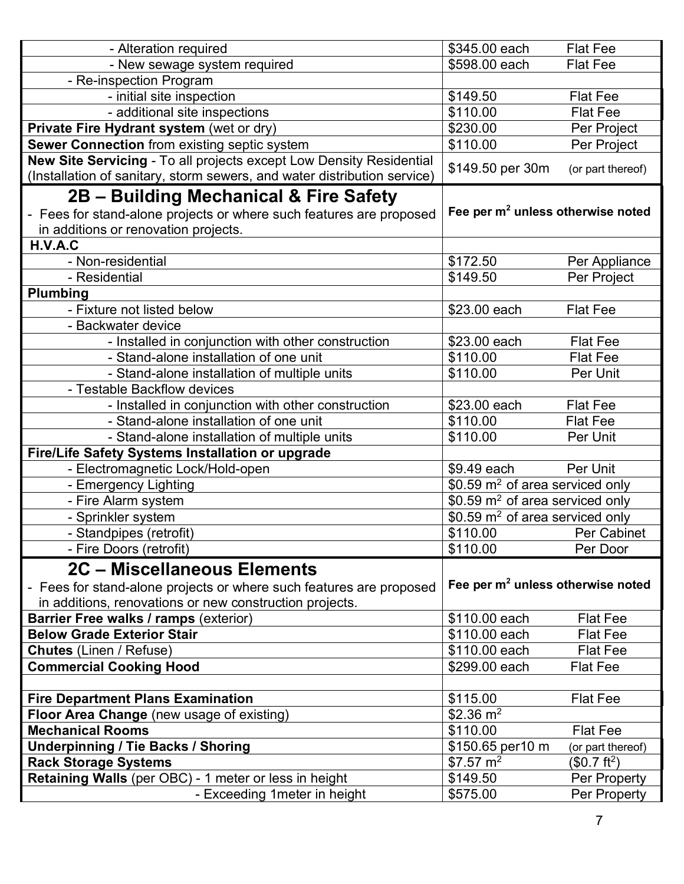| | | |
|---|---|---|
| - Alteration required | \$345.00 each | Flat Fee |
| - New sewage system required | \$598.00 each | Flat Fee |
| - Re-inspection Program | | |
| - initial site inspection | \$149.50 | Flat Fee |
| - additional site inspections | \$110.00 | Flat Fee |
| **Private Fire Hydrant system** (wet or dry) | \$230.00 | Per Project |
| **Sewer Connection** from existing septic system | \$110.00 | Per Project |
| **New Site Servicing** - To all projects except Low Density Residential (Installation of sanitary, storm sewers, and water distribution service) | \$149.50 per 30m | (or part thereof) |

| **2B – Building Mechanical & Fire Safety** - Fees for stand-alone projects or where such features are proposed in additions or renovation projects. | **Fee per $m^2$ unless otherwise noted** | |
|---|---|---|
| **H.V.A.C** | | |
| - Non-residential | \$172.50 | Per Appliance |
| - Residential | \$149.50 | Per Project |
| **Plumbing** | | |
| - Fixture not listed below | \$23.00 each | Flat Fee |
| - Backwater device | | |
| - Installed in conjunction with other construction | \$23.00 each | Flat Fee |
| - Stand-alone installation of one unit | \$110.00 | Flat Fee |
| - Stand-alone installation of multiple units | \$110.00 | Per Unit |
| - Testable Backflow devices | | |
| - Installed in conjunction with other construction | \$23.00 each | Flat Fee |
| - Stand-alone installation of one unit | \$110.00 | Flat Fee |
| - Stand-alone installation of multiple units | \$110.00 | Per Unit |
| **Fire/Life Safety Systems Installation or upgrade** | | |
| - Electromagnetic Lock/Hold-open | \$9.49 each | Per Unit |
| - Emergency Lighting | \$0.59 $m^2$ of area serviced only | |
| - Fire Alarm system | \$0.59 $m^2$ of area serviced only | |
| - Sprinkler system | \$0.59 $m^2$ of area serviced only | |
| - Standpipes (retrofit) | \$110.00 | Per Cabinet |
| - Fire Doors (retrofit) | \$110.00 | Per Door |

| **2C – Miscellaneous Elements** - Fees for stand-alone projects or where such features are proposed in additions, renovations or new construction projects. | **Fee per $m^2$ unless otherwise noted** | |
|---|---|---|
| **Barrier Free walks / ramps** (exterior) | \$110.00 each | Flat Fee |
| **Below Grade Exterior Stair** | \$110.00 each | Flat Fee |
| **Chutes** (Linen / Refuse) | \$110.00 each | Flat Fee |
| **Commercial Cooking Hood** | \$299.00 each | Flat Fee |
| | | |
| **Fire Department Plans Examination** | \$115.00 | Flat Fee |
| **Floor Area Change** (new usage of existing) | \$2.36 $m^2$ | |
| **Mechanical Rooms** | \$110.00 | Flat Fee |
| **Underpinning / Tie Backs / Shoring** | \$150.65 per10 m | (or part thereof) |
| **Rack Storage Systems** | \$7.57 $m^2$ | (\$0.7 $ft^2$) |
| **Retaining Walls** (per OBC) - 1 meter or less in height | \$149.50 | Per Property |
| - Exceeding 1meter in height | \$575.00 | Per Property |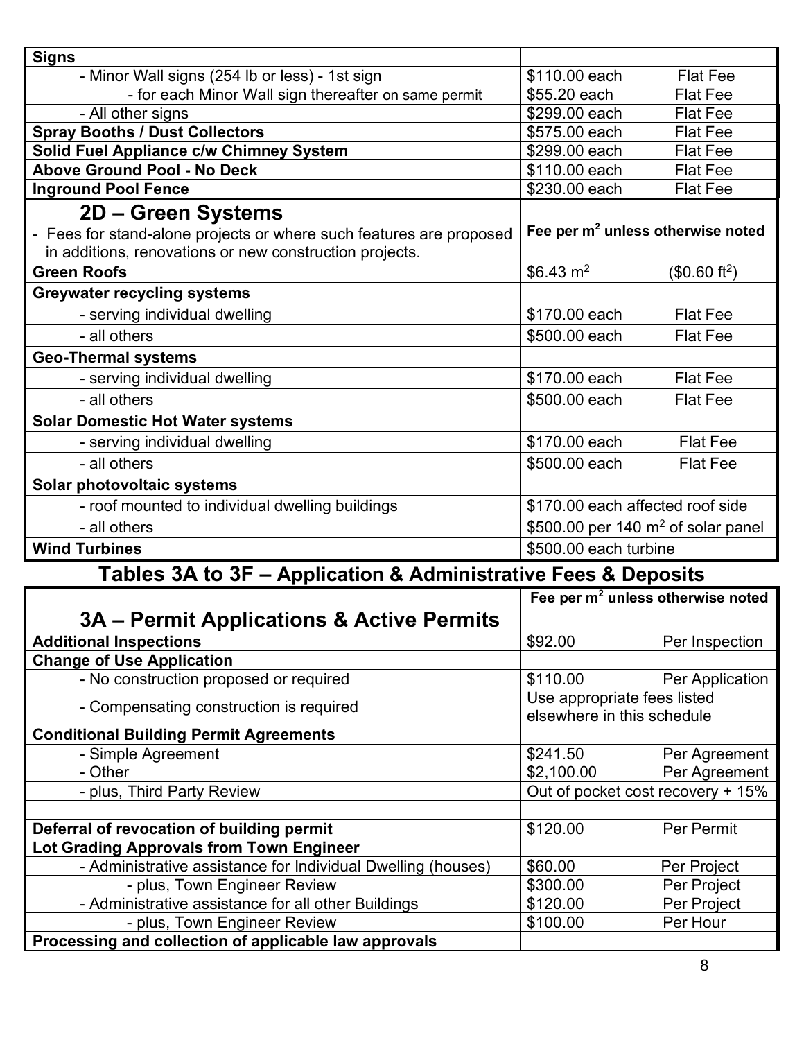| Signs | | |
|---|---|---|
| - Minor Wall signs (254 lb or less) - 1st sign | $110.00 each | Flat Fee |
| - for each Minor Wall sign thereafter on same permit | $55.20 each | Flat Fee |
| - All other signs | $299.00 each | Flat Fee |
| **Spray Booths / Dust Collectors** | $575.00 each | Flat Fee |
| **Solid Fuel Appliance c/w Chimney System** | $299.00 each | Flat Fee |
| **Above Ground Pool - No Deck** | $110.00 each | Flat Fee |
| **Inground Pool Fence** | $230.00 each | Flat Fee |
| **2D – Green Systems**<br>- Fees for stand-alone projects or where such features are proposed in additions, renovations or new construction projects. | **Fee per $m^2$ unless otherwise noted** | |
| **Green Roofs** | $6.43 $m^2$ | (\$0.60 $ft^2$) |
| **Greywater recycling systems** | | |
| - serving individual dwelling | $170.00 each | Flat Fee |
| - all others | $500.00 each | Flat Fee |
| **Geo-Thermal systems** | | |
| - serving individual dwelling | $170.00 each | Flat Fee |
| - all others | $500.00 each | Flat Fee |
| **Solar Domestic Hot Water systems** | | |
| - serving individual dwelling | $170.00 each | Flat Fee |
| - all others | $500.00 each | Flat Fee |
| **Solar photovoltaic systems** | | |
| - roof mounted to individual dwelling buildings | $170.00 each affected roof side | |
| - all others | $500.00 per 140 $m^2$ of solar panel | |
| **Wind Turbines** | $500.00 each turbine | |

## Tables 3A to 3F – Application & Administrative Fees & Deposits

| | **Fee per $m^2$ unless otherwise noted** | |
|---|---|---|
| **3A – Permit Applications & Active Permits** | | |
| **Additional Inspections** | $92.00 | Per Inspection |
| **Change of Use Application** | | |
| - No construction proposed or required | $110.00 | Per Application |
| - Compensating construction is required | Use appropriate fees listed elsewhere in this schedule | |
| **Conditional Building Permit Agreements** | | |
| - Simple Agreement | $241.50 | Per Agreement |
| - Other | $2,100.00 | Per Agreement |
| - plus, Third Party Review | Out of pocket cost recovery + 15% | |
| | | |
| **Deferral of revocation of building permit** | $120.00 | Per Permit |
| **Lot Grading Approvals from Town Engineer** | | |
| - Administrative assistance for Individual Dwelling (houses) | $60.00 | Per Project |
| - plus, Town Engineer Review | $300.00 | Per Project |
| - Administrative assistance for all other Buildings | $120.00 | Per Project |
| - plus, Town Engineer Review | $100.00 | Per Hour |
| **Processing and collection of applicable law approvals** | | |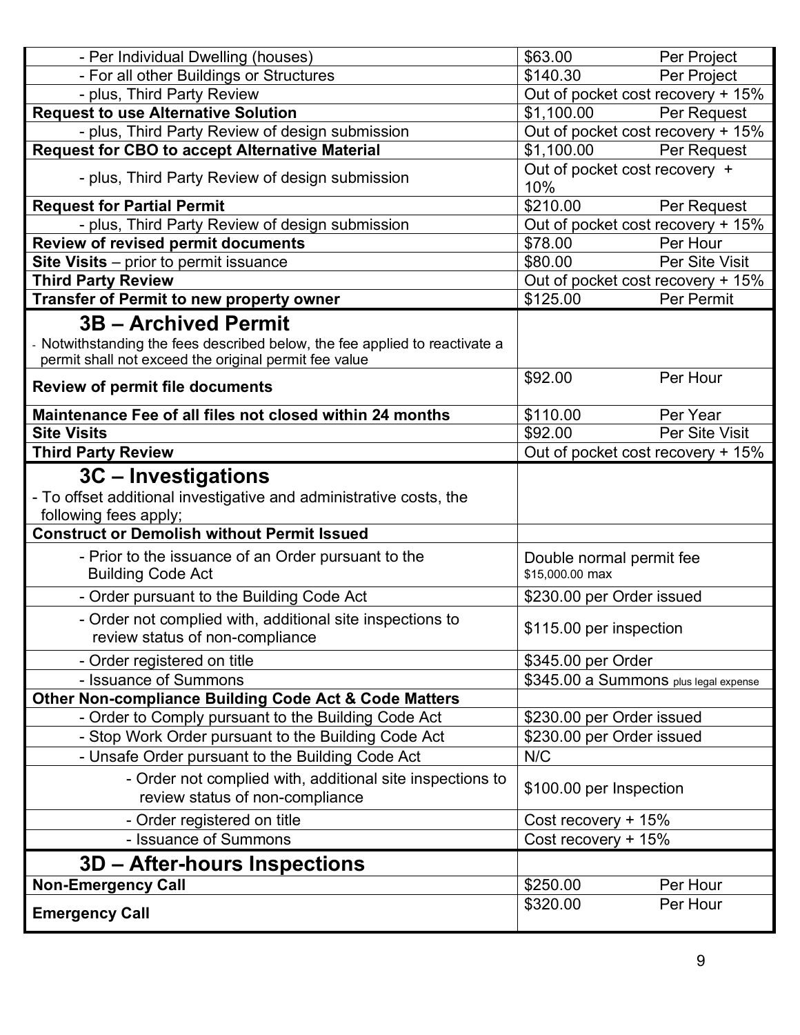| Item | Fee | Unit |
|---|---|---|
| - Per Individual Dwelling (houses) | $63.00 | Per Project |
| - For all other Buildings or Structures | $140.30 | Per Project |
| - plus, Third Party Review | Out of pocket cost recovery + 15% | |
| **Request to use Alternative Solution** | $1,100.00 | Per Request |
| - plus, Third Party Review of design submission | Out of pocket cost recovery + 15% | |
| **Request for CBO to accept Alternative Material** | $1,100.00 | Per Request |
| - plus, Third Party Review of design submission | Out of pocket cost recovery + 10% | |
| **Request for Partial Permit** | $210.00 | Per Request |
| - plus, Third Party Review of design submission | Out of pocket cost recovery + 15% | |
| **Review of revised permit documents** | $78.00 | Per Hour |
| **Site Visits** – prior to permit issuance | $80.00 | Per Site Visit |
| **Third Party Review** | Out of pocket cost recovery + 15% | |
| **Transfer of Permit to new property owner** | $125.00 | Per Permit |
| **3B – Archived Permit**<br>- Notwithstanding the fees described below, the fee applied to reactivate a permit shall not exceed the original permit fee value | | |
| **Review of permit file documents** | $92.00 | Per Hour |
| **Maintenance Fee of all files not closed within 24 months** | $110.00 | Per Year |
| **Site Visits** | $92.00 | Per Site Visit |
| **Third Party Review** | Out of pocket cost recovery + 15% | |
| **3C – Investigations**<br>- To offset additional investigative and administrative costs, the following fees apply; | | |
| **Construct or Demolish without Permit Issued** | | |
| - Prior to the issuance of an Order pursuant to the Building Code Act | Double normal permit fee<br>$15,000.00 max | |
| - Order pursuant to the Building Code Act | $230.00 per Order issued | |
| - Order not complied with, additional site inspections to review status of non-compliance | $115.00 per inspection | |
| - Order registered on title | $345.00 per Order | |
| - Issuance of Summons | $345.00 a Summons plus legal expense | |
| **Other Non-compliance Building Code Act & Code Matters** | | |
| - Order to Comply pursuant to the Building Code Act | $230.00 per Order issued | |
| - Stop Work Order pursuant to the Building Code Act | $230.00 per Order issued | |
| - Unsafe Order pursuant to the Building Code Act | N/C | |
| - Order not complied with, additional site inspections to review status of non-compliance | $100.00 per Inspection | |
| - Order registered on title | Cost recovery + 15% | |
| - Issuance of Summons | Cost recovery + 15% | |
| **3D – After-hours Inspections** | | |
| **Non-Emergency Call** | $250.00 | Per Hour |
| **Emergency Call** | $320.00 | Per Hour |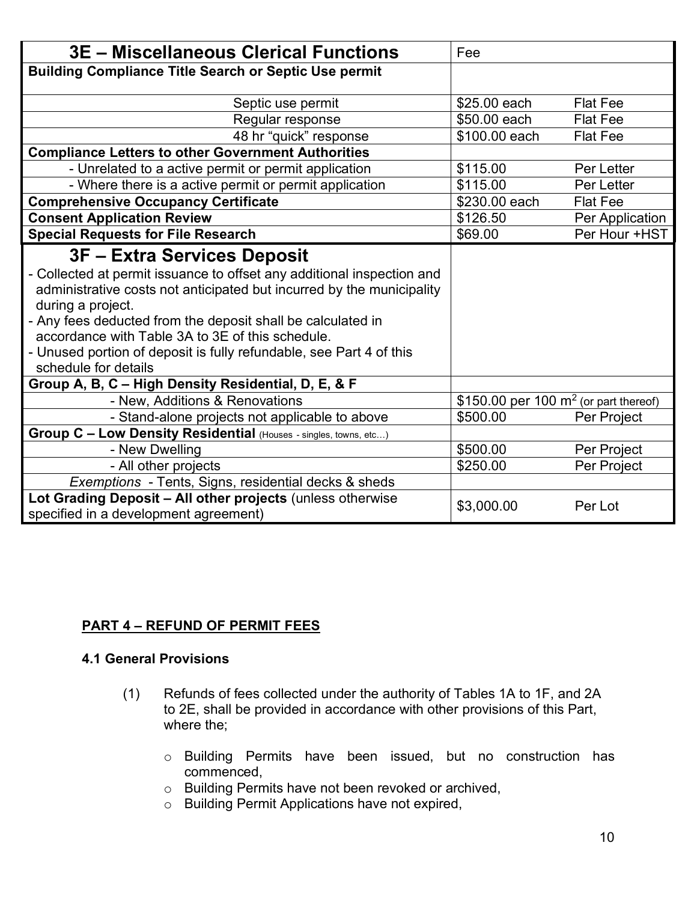| **3E – Miscellaneous Clerical Functions** | Fee | |
|---|---|---|
| **Building Compliance Title Search or Septic Use permit** | | |
| Septic use permit | \$25.00 each | Flat Fee |
| Regular response | \$50.00 each | Flat Fee |
| 48 hr “quick” response | \$100.00 each | Flat Fee |
| **Compliance Letters to other Government Authorities** | | |
| - Unrelated to a active permit or permit application | \$115.00 | Per Letter |
| - Where there is a active permit or permit application | \$115.00 | Per Letter |
| **Comprehensive Occupancy Certificate** | \$230.00 each | Flat Fee |
| **Consent Application Review** | \$126.50 | Per Application |
| **Special Requests for File Research** | \$69.00 | Per Hour +HST |

| **3F – Extra Services Deposit**<br>- Collected at permit issuance to offset any additional inspection and administrative costs not anticipated but incurred by the municipality during a project.<br>- Any fees deducted from the deposit shall be calculated in accordance with Table 3A to 3E of this schedule.<br>- Unused portion of deposit is fully refundable, see Part 4 of this schedule for details | | |
|---|---|---|
| **Group A, B, C – High Density Residential, D, E, & F** | | |
| - New, Additions & Renovations | \$150.00 per 100 $m^2$ (or part thereof) | |
| - Stand-alone projects not applicable to above | \$500.00 | Per Project |
| **Group C – Low Density Residential** (Houses - singles, towns, etc…) | | |
| - New Dwelling | \$500.00 | Per Project |
| - All other projects | \$250.00 | Per Project |
| *Exemptions* - Tents, Signs, residential decks & sheds | | |
| **Lot Grading Deposit – All other projects** (unless otherwise specified in a development agreement) | \$3,000.00 | Per Lot |

## PART 4 – REFUND OF PERMIT FEES

### 4.1 General Provisions

(1) Refunds of fees collected under the authority of Tables 1A to 1F, and 2A to 2E, shall be provided in accordance with other provisions of this Part, where the;

- Building Permits have been issued, but no construction has commenced,
- Building Permits have not been revoked or archived,
- Building Permit Applications have not expired,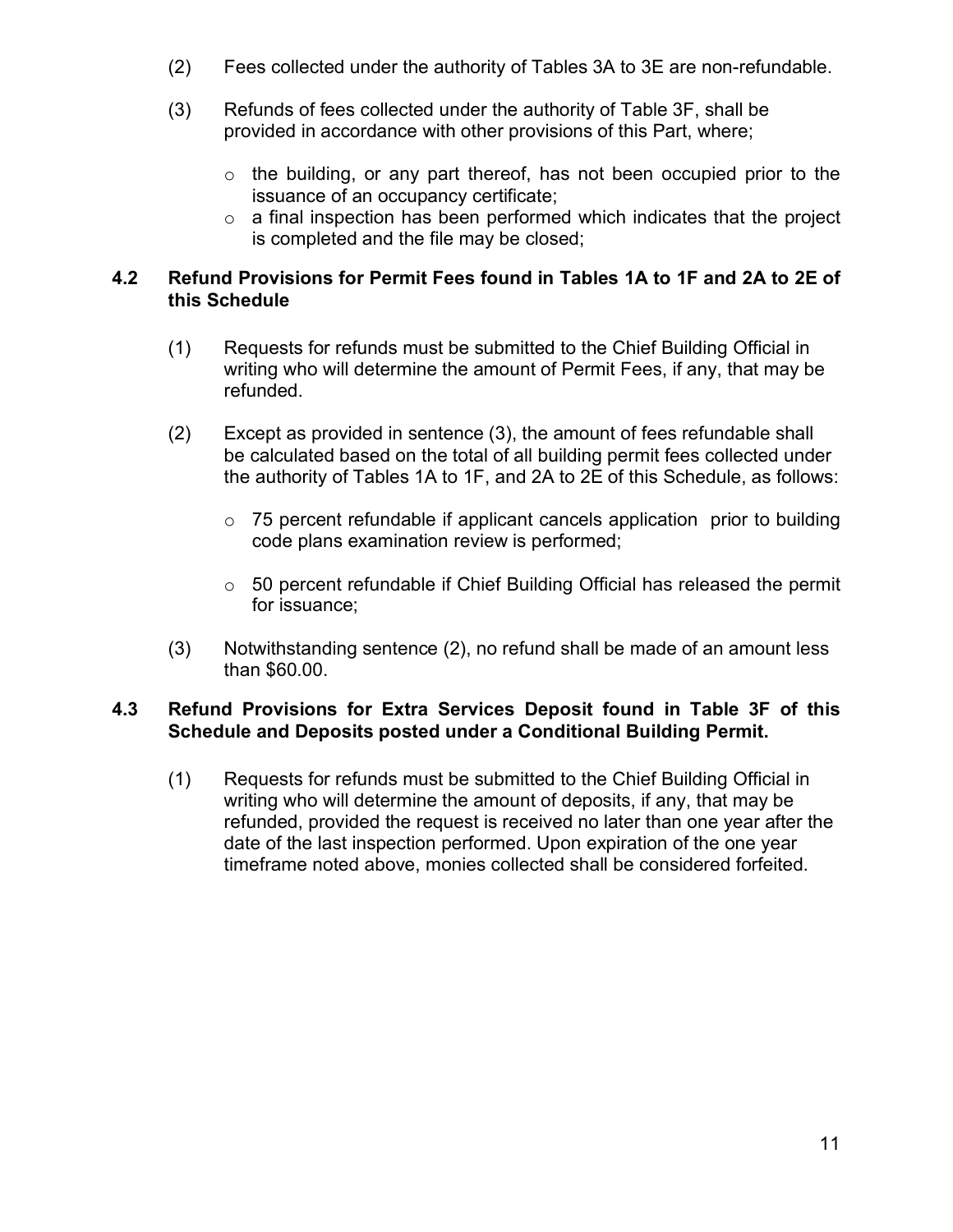(2) Fees collected under the authority of Tables 3A to 3E are non-refundable.

(3) Refunds of fees collected under the authority of Table 3F, shall be provided in accordance with other provisions of this Part, where;

- o the building, or any part thereof, has not been occupied prior to the issuance of an occupancy certificate;
- o a final inspection has been performed which indicates that the project is completed and the file may be closed;

### 4.2 Refund Provisions for Permit Fees found in Tables 1A to 1F and 2A to 2E of this Schedule

(1) Requests for refunds must be submitted to the Chief Building Official in writing who will determine the amount of Permit Fees, if any, that may be refunded.

(2) Except as provided in sentence (3), the amount of fees refundable shall be calculated based on the total of all building permit fees collected under the authority of Tables 1A to 1F, and 2A to 2E of this Schedule, as follows:

- o 75 percent refundable if applicant cancels application prior to building code plans examination review is performed;
- o 50 percent refundable if Chief Building Official has released the permit for issuance;

(3) Notwithstanding sentence (2), no refund shall be made of an amount less than $60.00.

### 4.3 Refund Provisions for Extra Services Deposit found in Table 3F of this Schedule and Deposits posted under a Conditional Building Permit.

(1) Requests for refunds must be submitted to the Chief Building Official in writing who will determine the amount of deposits, if any, that may be refunded, provided the request is received no later than one year after the date of the last inspection performed. Upon expiration of the one year timeframe noted above, monies collected shall be considered forfeited.